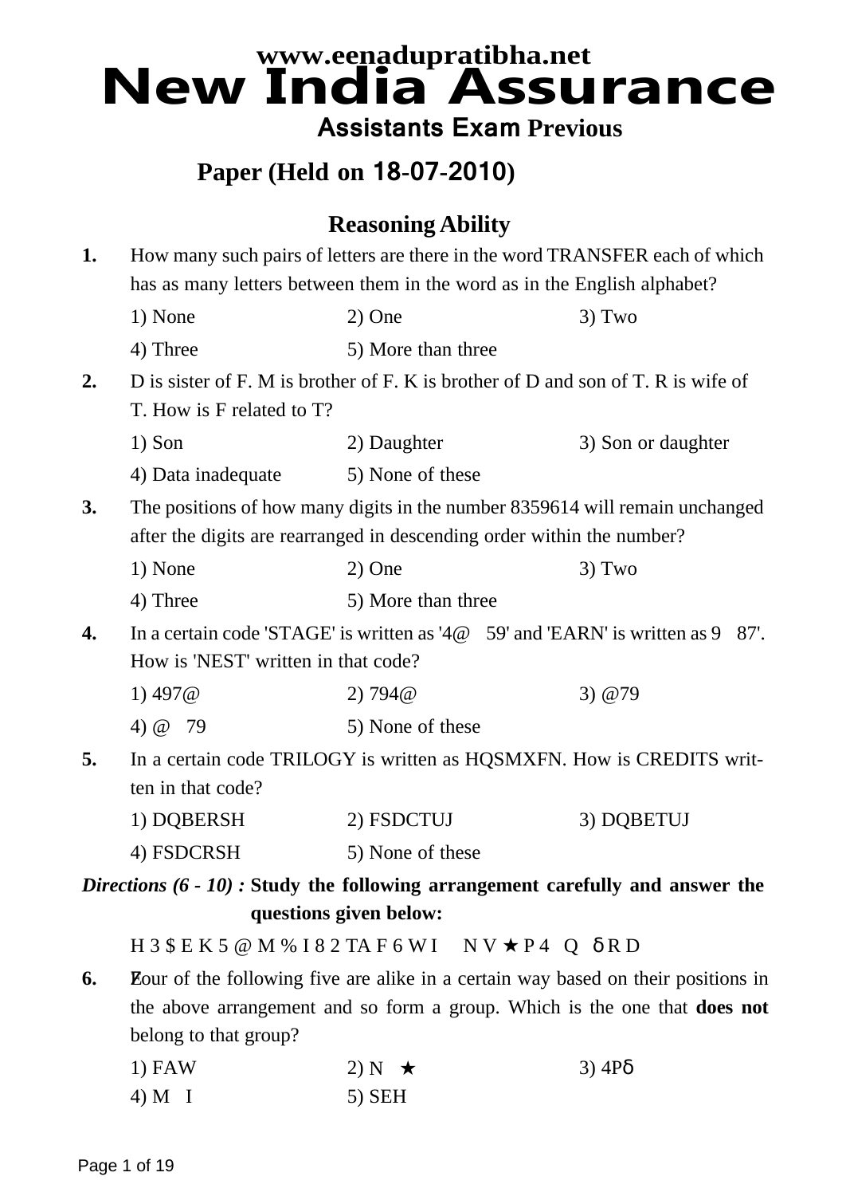www.eenadupratibha.net

# New India Assurance

## Assistants Exam Previous

## Paper (Held on 18-07-2010)

### Reasoning Ability

**1.** How many such pairs of letters are there in the word TRANSFER each of which has as many letters between them in the word as in the English alphabet?

1) None 2) One 3) Two
4) Three 5) More than three

**2.** D is sister of F. M is brother of F. K is brother of D and son of T. R is wife of T. How is F related to T?

1) Son 2) Daughter 3) Son or daughter
4) Data inadequate 5) None of these

**3.** The positions of how many digits in the number 8359614 will remain unchanged after the digits are rearranged in descending order within the number?

1) None 2) One 3) Two
4) Three 5) More than three

**4.** In a certain code 'STAGE' is written as '4@ 59' and 'EARN' is written as 9 87'. How is 'NEST' written in that code?

1) 497@ 2) 794@ 3) @79
4) @ 79 5) None of these

**5.** In a certain code TRILOGY is written as HQSMXFN. How is CREDITS written in that code?

1) DQBERSH 2) FSDCTUJ 3) DQBETUJ
4) FSDCRSH 5) None of these

*Directions (6 - 10) :* **Study the following arrangement carefully and answer the questions given below:**

H 3 $ E K 5 @ M % I 8 2 TA F 6 W I N V ★ P 4 Q δ R D

**6.** Four of the following five are alike in a certain way based on their positions in the above arrangement and so form a group. Which is the one that **does not** belong to that group?

1) FAW 2) N ★ 3) 4Pδ
4) M I 5) SEH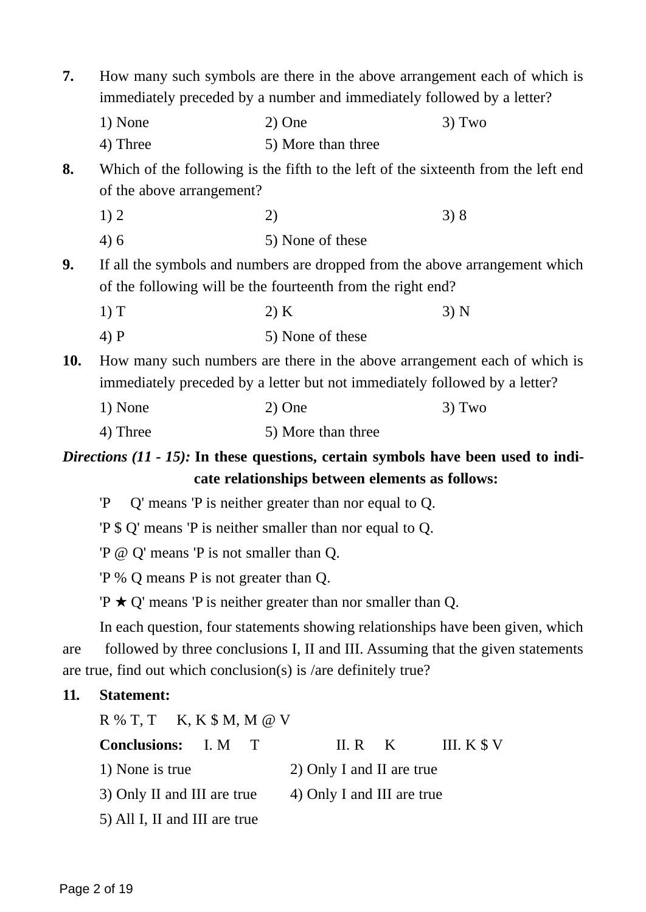**7.** How many such symbols are there in the above arrangement each of which is immediately preceded by a number and immediately followed by a letter?

1) None  2) One  3) Two

4) Three  5) More than three

**8.** Which of the following is the fifth to the left of the sixteenth from the left end of the above arrangement?

1) 2  2)  3) 8

4) 6  5) None of these

**9.** If all the symbols and numbers are dropped from the above arrangement which of the following will be the fourteenth from the right end?

1) T  2) K  3) N

4) P  5) None of these

**10.** How many such numbers are there in the above arrangement each of which is immediately preceded by a letter but not immediately followed by a letter?

1) None  2) One  3) Two

4) Three  5) More than three

***Directions (11 - 15):*** **In these questions, certain symbols have been used to indicate relationships between elements as follows:**

'P  Q' means 'P is neither greater than nor equal to Q.

'P $ Q' means 'P is neither smaller than nor equal to Q.

'P @ Q' means 'P is not smaller than Q.

'P % Q means P is not greater than Q.

'P ★ Q' means 'P is neither greater than nor smaller than Q.

In each question, four statements showing relationships have been given, which are followed by three conclusions I, II and III. Assuming that the given statements are true, find out which conclusion(s) is /are definitely true?

**11. Statement:**

R % T, T  K, K $ M, M @ V

**Conclusions:** I. M  T  II. R  K  III. K $ V

1) None is true  2) Only I and II are true

3) Only II and III are true  4) Only I and III are true

5) All I, II and III are true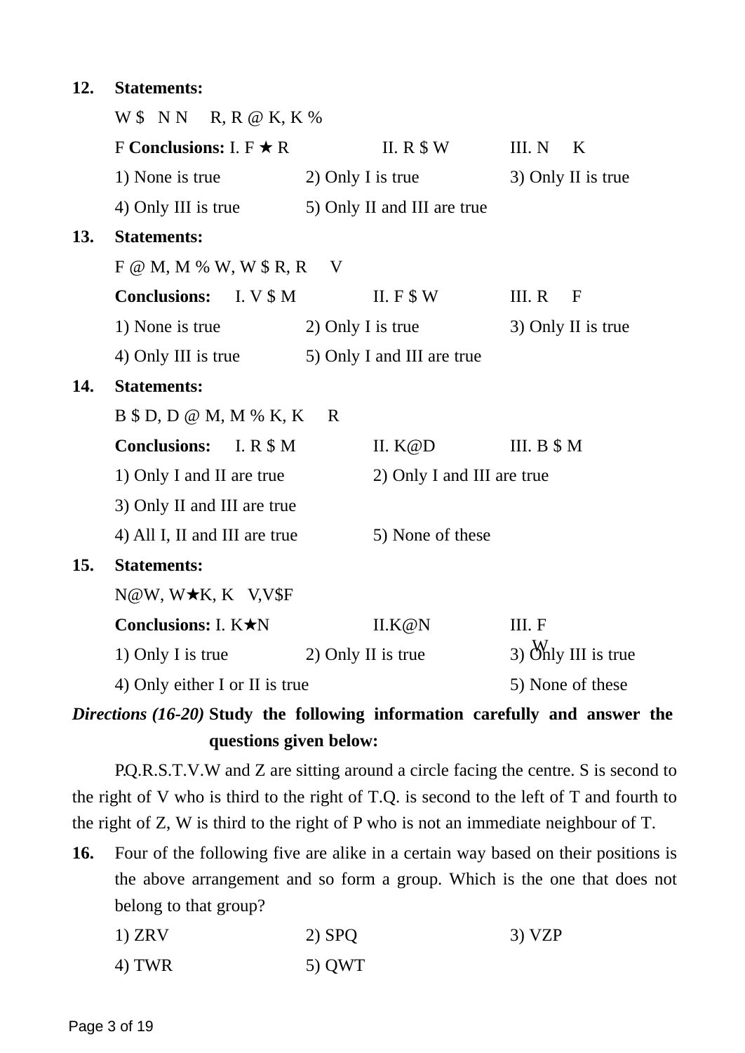**12.** **Statements:**

W $ N N R, R @ K, K %

F **Conclusions:** I. F ★ R II. R $ W III. N K

1) None is true 2) Only I is true 3) Only II is true

4) Only III is true 5) Only II and III are true

**13.** **Statements:**

F @ M, M % W, W $ R, R V

**Conclusions:** I. V $ M II. F $ W III. R F

1) None is true 2) Only I is true 3) Only II is true

4) Only III is true 5) Only I and III are true

**14.** **Statements:**

B $ D, D @ M, M % K, K R

**Conclusions:** I. R $ M II. K@D III. B $ M

1) Only I and II are true 2) Only I and III are true

3) Only II and III are true

4) All I, II and III are true 5) None of these

**15.** **Statements:**

N@W, W★K, K V,V$F

**Conclusions:** I. K★N II.K@N III. F W

1) Only I is true 2) Only II is true 3) Only III is true

4) Only either I or II is true 5) None of these

***Directions (16-20)*** **Study the following information carefully and answer the questions given below:**

P.Q.R.S.T.V.W and Z are sitting around a circle facing the centre. S is second to the right of V who is third to the right of T.Q. is second to the left of T and fourth to the right of Z, W is third to the right of P who is not an immediate neighbour of T.

**16.** Four of the following five are alike in a certain way based on their positions is the above arrangement and so form a group. Which is the one that does not belong to that group?

1) ZRV 2) SPQ 3) VZP

4) TWR 5) QWT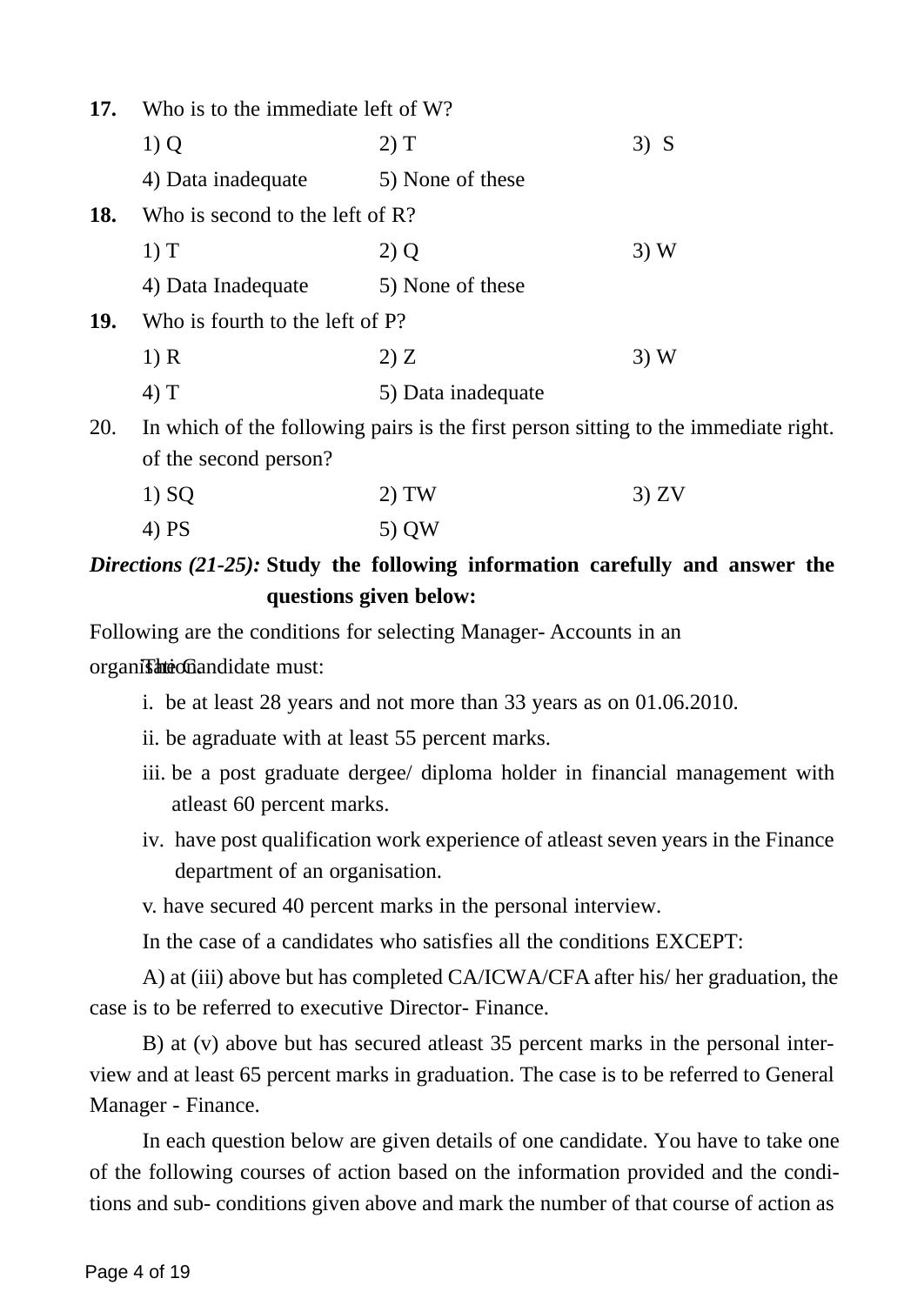**17.** Who is to the immediate left of W?

1) Q　　2) T　　3) S

4) Data inadequate　　5) None of these

**18.** Who is second to the left of R?

1) T　　2) Q　　3) W

4) Data Inadequate　　5) None of these

**19.** Who is fourth to the left of P?

1) R　　2) Z　　3) W

4) T　　5) Data inadequate

20. In which of the following pairs is the first person sitting to the immediate right. of the second person?

1) SQ　　2) TW　　3) ZV

4) PS　　5) QW

***Directions (21-25):*** **Study the following information carefully and answer the questions given below:**

Following are the conditions for selecting Manager- Accounts in an organisation.

The Candidate must:

i. be at least 28 years and not more than 33 years as on 01.06.2010.

ii. be agraduate with at least 55 percent marks.

iii. be a post graduate dergee/ diploma holder in financial management with atleast 60 percent marks.

iv. have post qualification work experience of atleast seven years in the Finance department of an organisation.

v. have secured 40 percent marks in the personal interview.

In the case of a candidates who satisfies all the conditions EXCEPT:

A) at (iii) above but has completed CA/ICWA/CFA after his/ her graduation, the case is to be referred to executive Director- Finance.

B) at (v) above but has secured atleast 35 percent marks in the personal interview and at least 65 percent marks in graduation. The case is to be referred to General Manager - Finance.

In each question below are given details of one candidate. You have to take one of the following courses of action based on the information provided and the conditions and sub- conditions given above and mark the number of that course of action as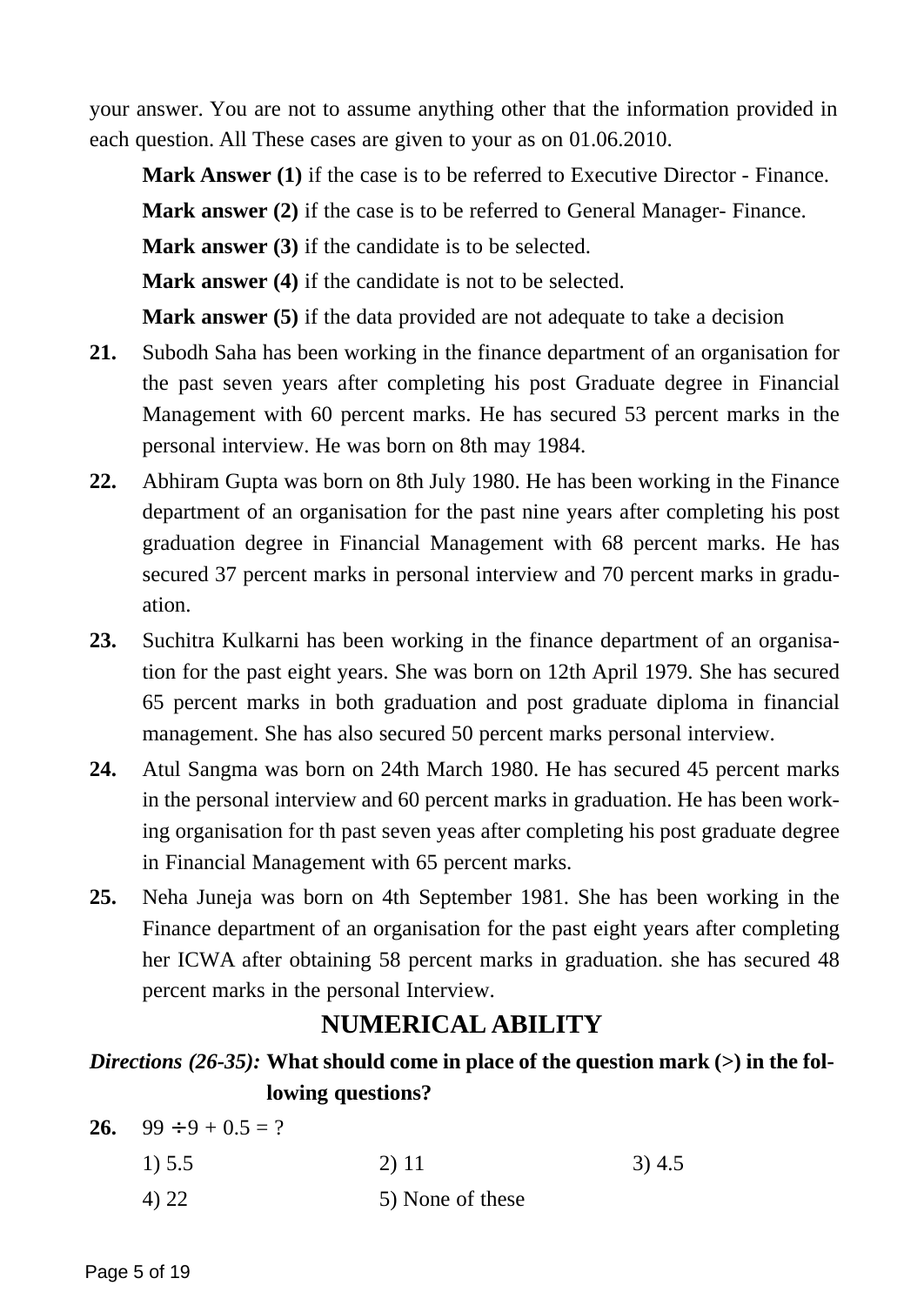your answer. You are not to assume anything other that the information provided in each question. All These cases are given to your as on 01.06.2010.

**Mark Answer (1)** if the case is to be referred to Executive Director - Finance.

**Mark answer (2)** if the case is to be referred to General Manager- Finance.

**Mark answer (3)** if the candidate is to be selected.

**Mark answer (4)** if the candidate is not to be selected.

**Mark answer (5)** if the data provided are not adequate to take a decision

**21.** Subodh Saha has been working in the finance department of an organisation for the past seven years after completing his post Graduate degree in Financial Management with 60 percent marks. He has secured 53 percent marks in the personal interview. He was born on 8th may 1984.

**22.** Abhiram Gupta was born on 8th July 1980. He has been working in the Finance department of an organisation for the past nine years after completing his post graduation degree in Financial Management with 68 percent marks. He has secured 37 percent marks in personal interview and 70 percent marks in graduation.

**23.** Suchitra Kulkarni has been working in the finance department of an organisation for the past eight years. She was born on 12th April 1979. She has secured 65 percent marks in both graduation and post graduate diploma in financial management. She has also secured 50 percent marks personal interview.

**24.** Atul Sangma was born on 24th March 1980. He has secured 45 percent marks in the personal interview and 60 percent marks in graduation. He has been working organisation for th past seven yeas after completing his post graduate degree in Financial Management with 65 percent marks.

**25.** Neha Juneja was born on 4th September 1981. She has been working in the Finance department of an organisation for the past eight years after completing her ICWA after obtaining 58 percent marks in graduation. she has secured 48 percent marks in the personal Interview.

## NUMERICAL ABILITY

***Directions (26-35):*** **What should come in place of the question mark (>) in the following questions?**

**26.** $99 \div 9 + 0.5 = ?$

1) 5.5 &nbsp;&nbsp;&nbsp;&nbsp; 2) 11 &nbsp;&nbsp;&nbsp;&nbsp; 3) 4.5

4) 22 &nbsp;&nbsp;&nbsp;&nbsp; 5) None of these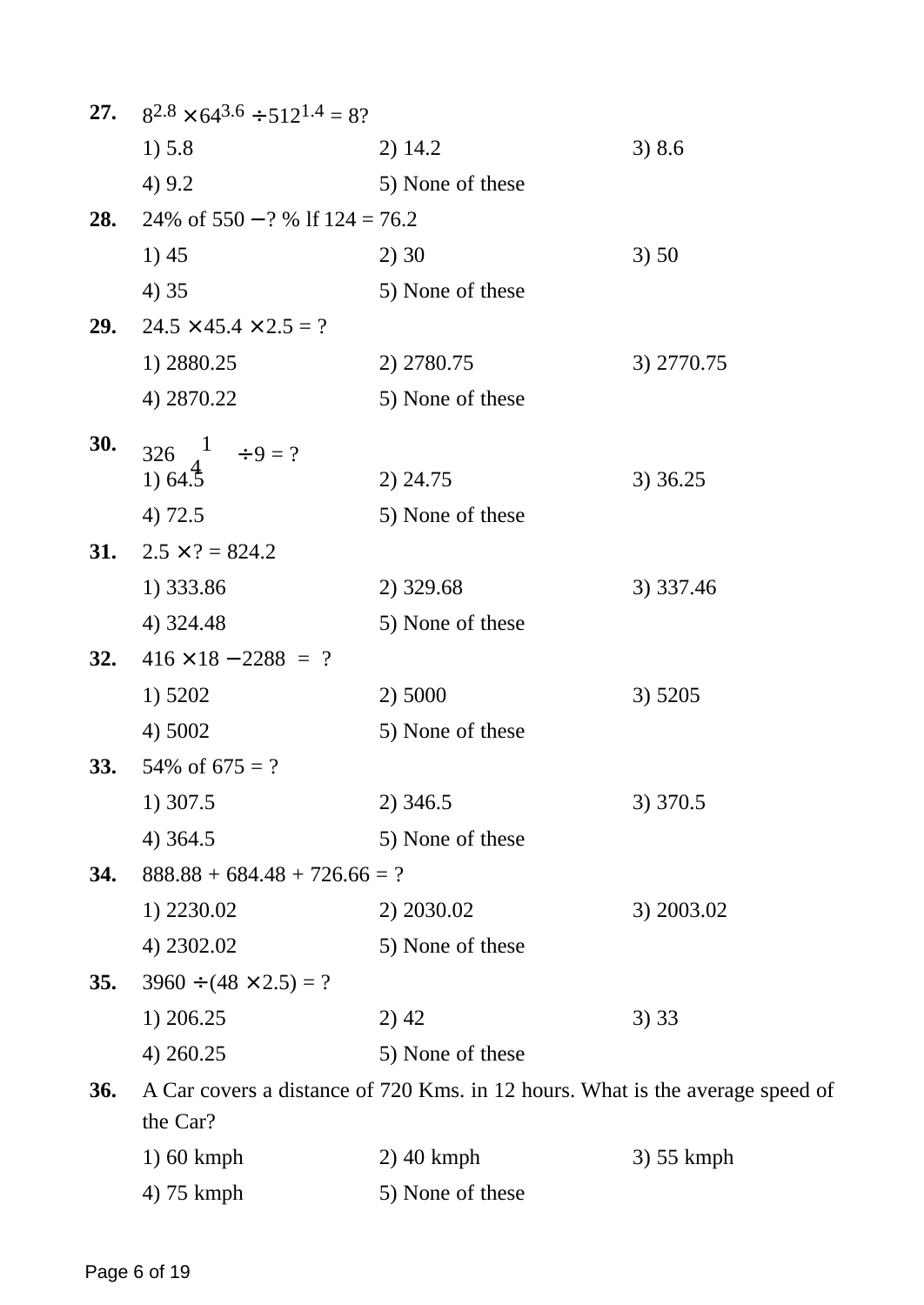**27.** $8^{2.8} \times 64^{3.6} \div 512^{1.4} = 8^?$

1) 5.8 &nbsp;&nbsp;&nbsp; 2) 14.2 &nbsp;&nbsp;&nbsp; 3) 8.6

4) 9.2 &nbsp;&nbsp;&nbsp; 5) None of these

**28.** 24% of 550 − ? % lf 124 = 76.2

1) 45 &nbsp;&nbsp;&nbsp; 2) 30 &nbsp;&nbsp;&nbsp; 3) 50

4) 35 &nbsp;&nbsp;&nbsp; 5) None of these

**29.** $24.5 \times 45.4 \times 2.5 = ?$

1) 2880.25 &nbsp;&nbsp;&nbsp; 2) 2780.75 &nbsp;&nbsp;&nbsp; 3) 2770.75

4) 2870.22 &nbsp;&nbsp;&nbsp; 5) None of these

**30.** $326\frac{1}{4} \div 9 = ?$

1) 64.5 &nbsp;&nbsp;&nbsp; 2) 24.75 &nbsp;&nbsp;&nbsp; 3) 36.25

4) 72.5 &nbsp;&nbsp;&nbsp; 5) None of these

**31.** $2.5 \times ? = 824.2$

1) 333.86 &nbsp;&nbsp;&nbsp; 2) 329.68 &nbsp;&nbsp;&nbsp; 3) 337.46

4) 324.48 &nbsp;&nbsp;&nbsp; 5) None of these

**32.** $416 \times 18 - 2288 = ?$

1) 5202 &nbsp;&nbsp;&nbsp; 2) 5000 &nbsp;&nbsp;&nbsp; 3) 5205

4) 5002 &nbsp;&nbsp;&nbsp; 5) None of these

**33.** 54% of 675 = ?

1) 307.5 &nbsp;&nbsp;&nbsp; 2) 346.5 &nbsp;&nbsp;&nbsp; 3) 370.5

4) 364.5 &nbsp;&nbsp;&nbsp; 5) None of these

**34.** $888.88 + 684.48 + 726.66 = ?$

1) 2230.02 &nbsp;&nbsp;&nbsp; 2) 2030.02 &nbsp;&nbsp;&nbsp; 3) 2003.02

4) 2302.02 &nbsp;&nbsp;&nbsp; 5) None of these

**35.** $3960 \div (48 \times 2.5) = ?$

1) 206.25 &nbsp;&nbsp;&nbsp; 2) 42 &nbsp;&nbsp;&nbsp; 3) 33

4) 260.25 &nbsp;&nbsp;&nbsp; 5) None of these

**36.** A Car covers a distance of 720 Kms. in 12 hours. What is the average speed of the Car?

1) 60 kmph &nbsp;&nbsp;&nbsp; 2) 40 kmph &nbsp;&nbsp;&nbsp; 3) 55 kmph

4) 75 kmph &nbsp;&nbsp;&nbsp; 5) None of these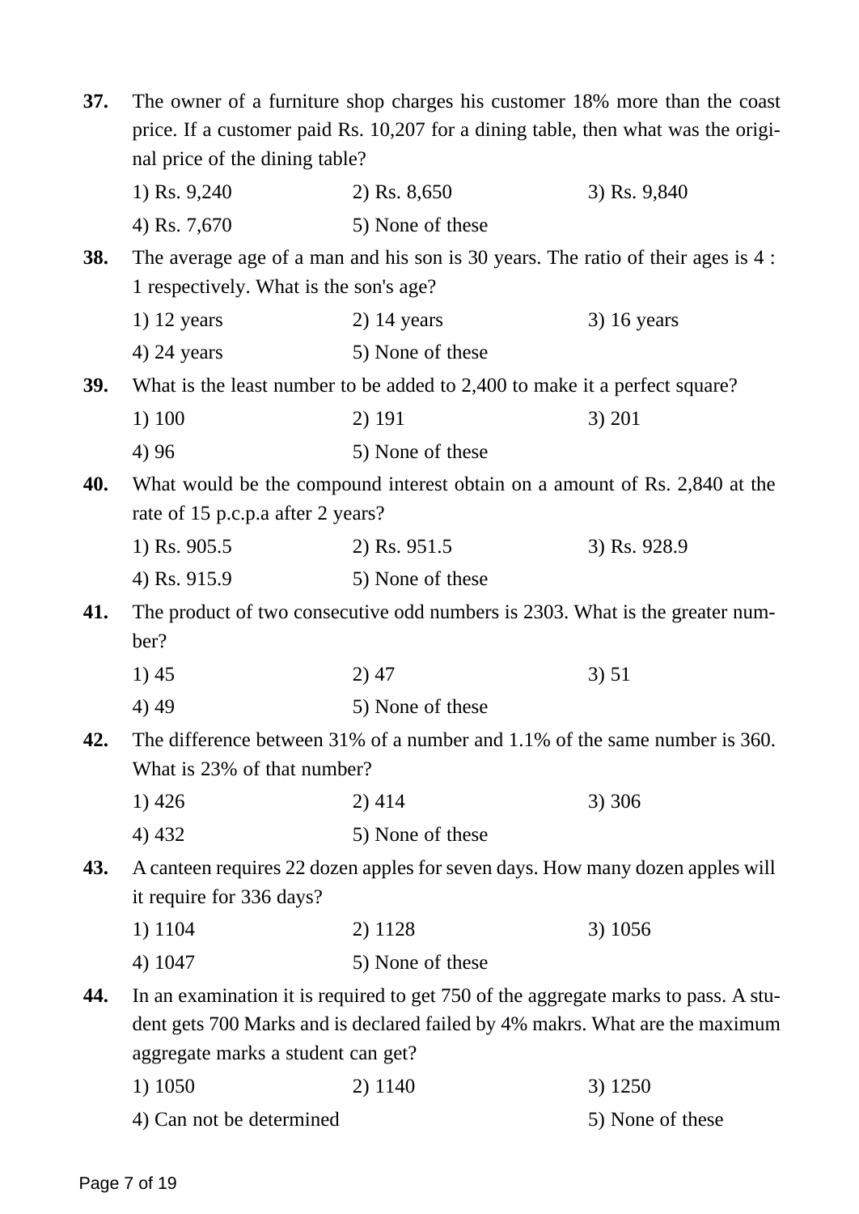**37.** The owner of a furniture shop charges his customer 18% more than the coast price. If a customer paid Rs. 10,207 for a dining table, then what was the original price of the dining table?

1) Rs. 9,240 2) Rs. 8,650 3) Rs. 9,840
4) Rs. 7,670 5) None of these

**38.** The average age of a man and his son is 30 years. The ratio of their ages is 4 : 1 respectively. What is the son's age?

1) 12 years 2) 14 years 3) 16 years
4) 24 years 5) None of these

**39.** What is the least number to be added to 2,400 to make it a perfect square?

1) 100 2) 191 3) 201
4) 96 5) None of these

**40.** What would be the compound interest obtain on a amount of Rs. 2,840 at the rate of 15 p.c.p.a after 2 years?

1) Rs. 905.5 2) Rs. 951.5 3) Rs. 928.9
4) Rs. 915.9 5) None of these

**41.** The product of two consecutive odd numbers is 2303. What is the greater number?

1) 45 2) 47 3) 51
4) 49 5) None of these

**42.** The difference between 31% of a number and 1.1% of the same number is 360. What is 23% of that number?

1) 426 2) 414 3) 306
4) 432 5) None of these

**43.** A canteen requires 22 dozen apples for seven days. How many dozen apples will it require for 336 days?

1) 1104 2) 1128 3) 1056
4) 1047 5) None of these

**44.** In an examination it is required to get 750 of the aggregate marks to pass. A student gets 700 Marks and is declared failed by 4% makrs. What are the maximum aggregate marks a student can get?

1) 1050 2) 1140 3) 1250
4) Can not be determined 5) None of these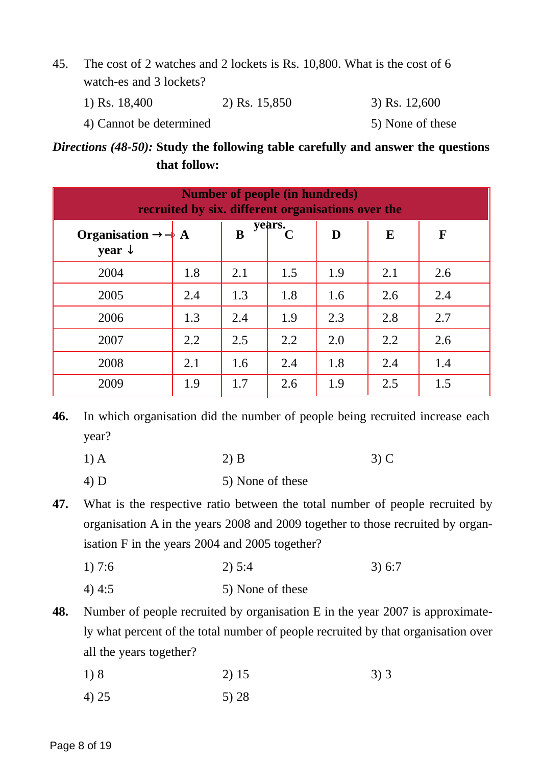45. The cost of 2 watches and 2 lockets is Rs. 10,800. What is the cost of 6 watch-es and 3 lockets?

1) Rs. 18,400 2) Rs. 15,850 3) Rs. 12,600

4) Cannot be determined 5) None of these

***Directions (48-50):*** **Study the following table carefully and answer the questions that follow:**

| **Number of people (in hundreds) recruited by six. different organisations over the years.** | | | | | | |
|---|---|---|---|---|---|---|
| **Organisation →⇒ year ↓** | **A** | **B** | **C** | **D** | **E** | **F** |
| 2004 | 1.8 | 2.1 | 1.5 | 1.9 | 2.1 | 2.6 |
| 2005 | 2.4 | 1.3 | 1.8 | 1.6 | 2.6 | 2.4 |
| 2006 | 1.3 | 2.4 | 1.9 | 2.3 | 2.8 | 2.7 |
| 2007 | 2.2 | 2.5 | 2.2 | 2.0 | 2.2 | 2.6 |
| 2008 | 2.1 | 1.6 | 2.4 | 1.8 | 2.4 | 1.4 |
| 2009 | 1.9 | 1.7 | 2.6 | 1.9 | 2.5 | 1.5 |

**46.** In which organisation did the number of people being recruited increase each year?

1) A 2) B 3) C

4) D 5) None of these

**47.** What is the respective ratio between the total number of people recruited by organisation A in the years 2008 and 2009 together to those recruited by organ-isation F in the years 2004 and 2005 together?

1) 7:6 2) 5:4 3) 6:7

4) 4:5 5) None of these

**48.** Number of people recruited by organisation E in the year 2007 is approximate-ly what percent of the total number of people recruited by that organisation over all the years together?

1) 8 2) 15 3) 3

4) 25 5) 28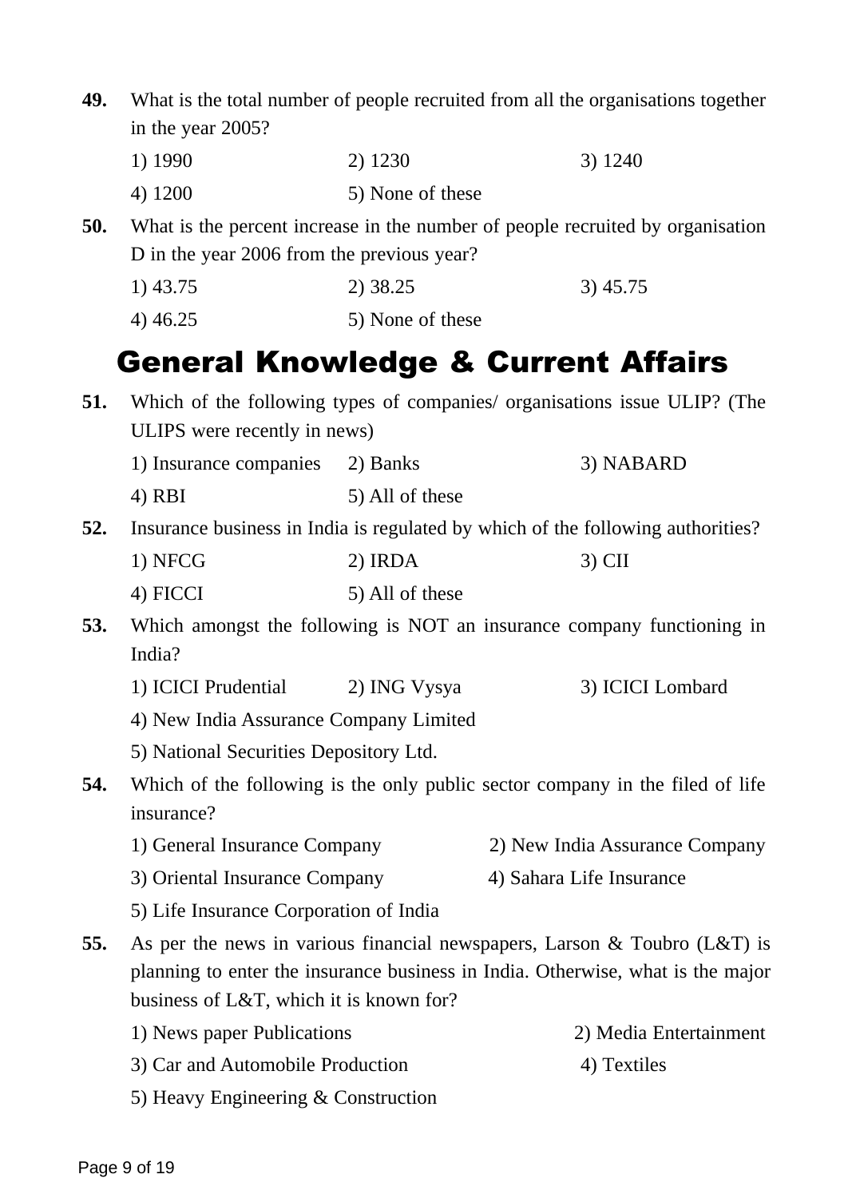**49.** What is the total number of people recruited from all the organisations together in the year 2005?

1) 1990 2) 1230 3) 1240

4) 1200 5) None of these

**50.** What is the percent increase in the number of people recruited by organisation D in the year 2006 from the previous year?

1) 43.75 2) 38.25 3) 45.75

4) 46.25 5) None of these

## General Knowledge & Current Affairs

**51.** Which of the following types of companies/ organisations issue ULIP? (The ULIPS were recently in news)

1) Insurance companies 2) Banks 3) NABARD

4) RBI 5) All of these

**52.** Insurance business in India is regulated by which of the following authorities?

1) NFCG 2) IRDA 3) CII

4) FICCI 5) All of these

**53.** Which amongst the following is NOT an insurance company functioning in India?

1) ICICI Prudential 2) ING Vysya 3) ICICI Lombard

4) New India Assurance Company Limited

5) National Securities Depository Ltd.

**54.** Which of the following is the only public sector company in the filed of life insurance?

1) General Insurance Company 2) New India Assurance Company

3) Oriental Insurance Company 4) Sahara Life Insurance

5) Life Insurance Corporation of India

**55.** As per the news in various financial newspapers, Larson & Toubro (L&T) is planning to enter the insurance business in India. Otherwise, what is the major business of L&T, which it is known for?

1) News paper Publications 2) Media Entertainment

3) Car and Automobile Production 4) Textiles

5) Heavy Engineering & Construction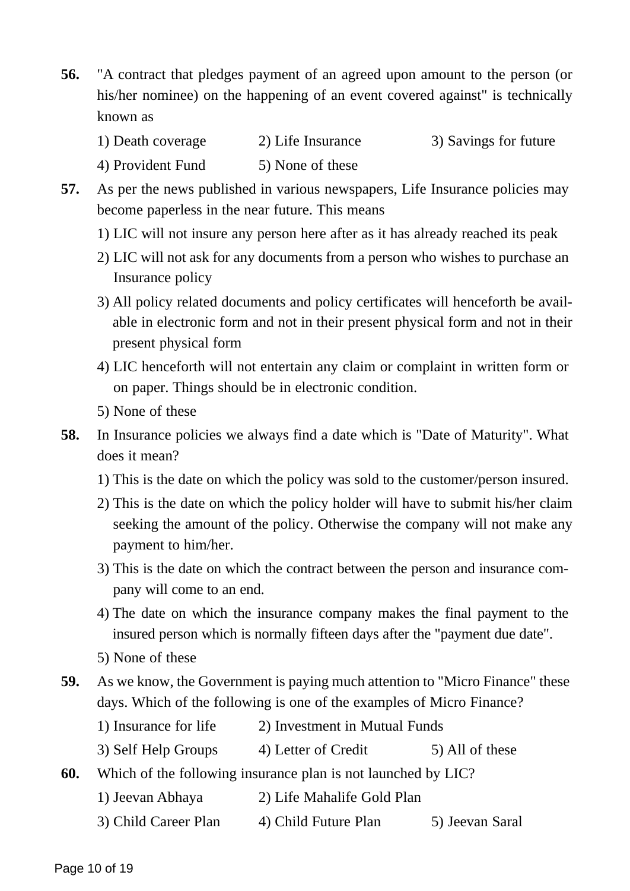**56.** "A contract that pledges payment of an agreed upon amount to the person (or his/her nominee) on the happening of an event covered against" is technically known as

1) Death coverage  2) Life Insurance  3) Savings for future  
4) Provident Fund  5) None of these

**57.** As per the news published in various newspapers, Life Insurance policies may become paperless in the near future. This means

1) LIC will not insure any person here after as it has already reached its peak
2) LIC will not ask for any documents from a person who wishes to purchase an Insurance policy
3) All policy related documents and policy certificates will henceforth be available in electronic form and not in their present physical form and not in their present physical form
4) LIC henceforth will not entertain any claim or complaint in written form or on paper. Things should be in electronic condition.
5) None of these

**58.** In Insurance policies we always find a date which is "Date of Maturity". What does it mean?

1) This is the date on which the policy was sold to the customer/person insured.
2) This is the date on which the policy holder will have to submit his/her claim seeking the amount of the policy. Otherwise the company will not make any payment to him/her.
3) This is the date on which the contract between the person and insurance company will come to an end.
4) The date on which the insurance company makes the final payment to the insured person which is normally fifteen days after the "payment due date".
5) None of these

**59.** As we know, the Government is paying much attention to "Micro Finance" these days. Which of the following is one of the examples of Micro Finance?

1) Insurance for life  2) Investment in Mutual Funds  
3) Self Help Groups  4) Letter of Credit  5) All of these

**60.** Which of the following insurance plan is not launched by LIC?

1) Jeevan Abhaya  2) Life Mahalife Gold Plan  
3) Child Career Plan  4) Child Future Plan  5) Jeevan Saral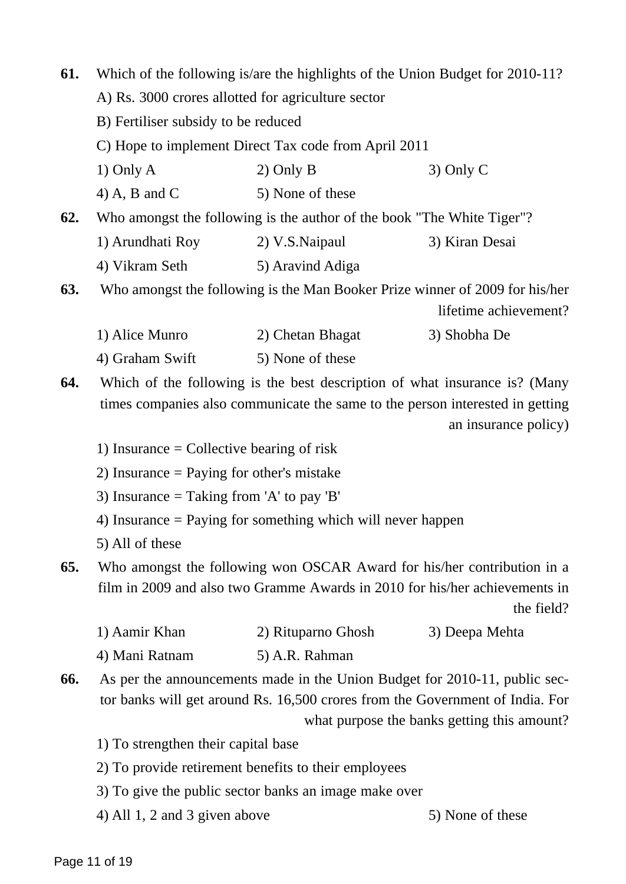**61.** Which of the following is/are the highlights of the Union Budget for 2010-11?

A) Rs. 3000 crores allotted for agriculture sector

B) Fertiliser subsidy to be reduced

C) Hope to implement Direct Tax code from April 2011

1) Only A　　2) Only B　　3) Only C

4) A, B and C　　5) None of these

**62.** Who amongst the following is the author of the book "The White Tiger"?

1) Arundhati Roy　　2) V.S.Naipaul　　3) Kiran Desai

4) Vikram Seth　　5) Aravind Adiga

**63.** Who amongst the following is the Man Booker Prize winner of 2009 for his/her lifetime achievement?

1) Alice Munro　　2) Chetan Bhagat　　3) Shobha De

4) Graham Swift　　5) None of these

**64.** Which of the following is the best description of what insurance is? (Many times companies also communicate the same to the person interested in getting an insurance policy)

1) Insurance = Collective bearing of risk

2) Insurance = Paying for other's mistake

3) Insurance = Taking from 'A' to pay 'B'

4) Insurance = Paying for something which will never happen

5) All of these

**65.** Who amongst the following won OSCAR Award for his/her contribution in a film in 2009 and also two Gramme Awards in 2010 for his/her achievements in the field?

1) Aamir Khan　　2) Rituparno Ghosh　　3) Deepa Mehta

4) Mani Ratnam　　5) A.R. Rahman

**66.** As per the announcements made in the Union Budget for 2010-11, public sector banks will get around Rs. 16,500 crores from the Government of India. For what purpose the banks getting this amount?

1) To strengthen their capital base

2) To provide retirement benefits to their employees

3) To give the public sector banks an image make over

4) All 1, 2 and 3 given above　　5) None of these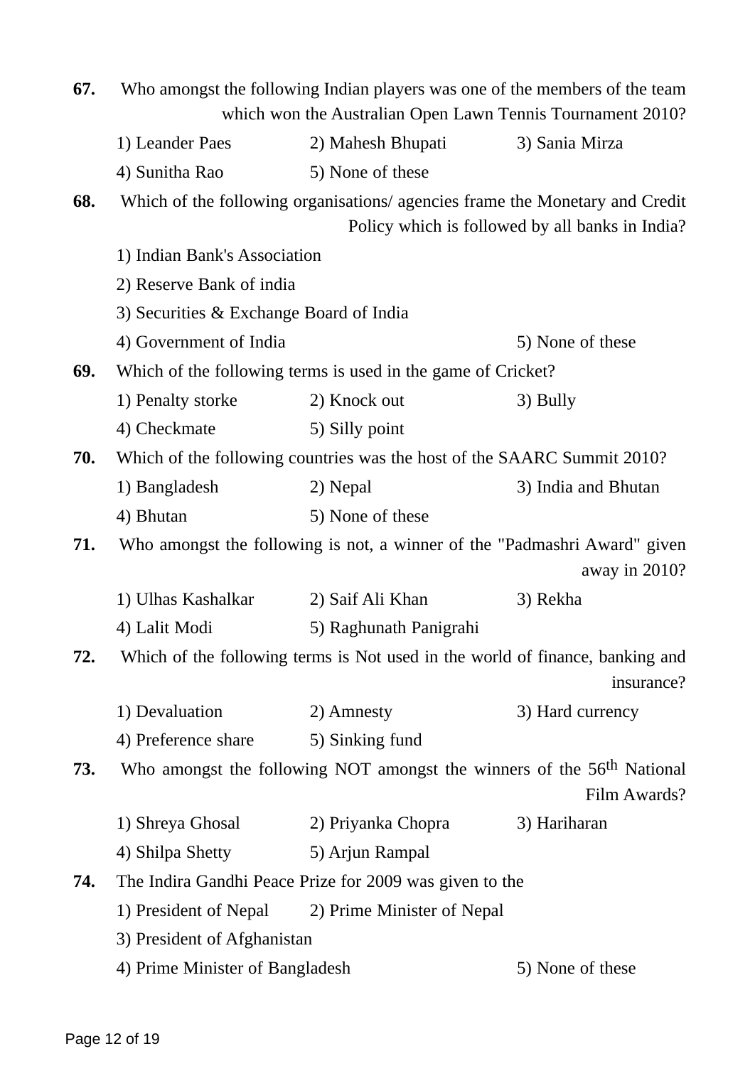**67.** Who amongst the following Indian players was one of the members of the team which won the Australian Open Lawn Tennis Tournament 2010?

1) Leander Paes 2) Mahesh Bhupati 3) Sania Mirza
4) Sunitha Rao 5) None of these

**68.** Which of the following organisations/ agencies frame the Monetary and Credit Policy which is followed by all banks in India?

1) Indian Bank's Association
2) Reserve Bank of india
3) Securities & Exchange Board of India
4) Government of India 5) None of these

**69.** Which of the following terms is used in the game of Cricket?

1) Penalty storke 2) Knock out 3) Bully
4) Checkmate 5) Silly point

**70.** Which of the following countries was the host of the SAARC Summit 2010?

1) Bangladesh 2) Nepal 3) India and Bhutan
4) Bhutan 5) None of these

**71.** Who amongst the following is not, a winner of the "Padmashri Award" given away in 2010?

1) Ulhas Kashalkar 2) Saif Ali Khan 3) Rekha
4) Lalit Modi 5) Raghunath Panigrahi

**72.** Which of the following terms is Not used in the world of finance, banking and insurance?

1) Devaluation 2) Amnesty 3) Hard currency
4) Preference share 5) Sinking fund

**73.** Who amongst the following NOT amongst the winners of the 56$^{th}$ National Film Awards?

1) Shreya Ghosal 2) Priyanka Chopra 3) Hariharan
4) Shilpa Shetty 5) Arjun Rampal

**74.** The Indira Gandhi Peace Prize for 2009 was given to the

1) President of Nepal 2) Prime Minister of Nepal
3) President of Afghanistan
4) Prime Minister of Bangladesh 5) None of these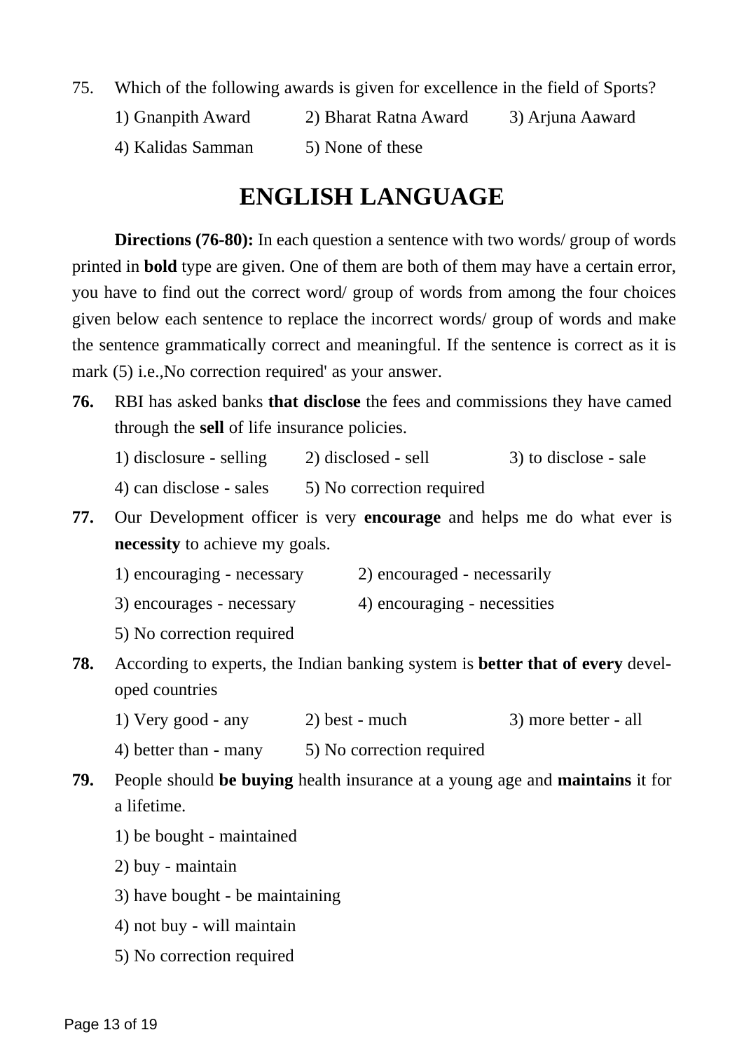75. Which of the following awards is given for excellence in the field of Sports?

1) Gnanpith Award 2) Bharat Ratna Award 3) Arjuna Aaward
4) Kalidas Samman 5) None of these

# ENGLISH LANGUAGE

**Directions (76-80):** In each question a sentence with two words/ group of words printed in **bold** type are given. One of them are both of them may have a certain error, you have to find out the correct word/ group of words from among the four choices given below each sentence to replace the incorrect words/ group of words and make the sentence grammatically correct and meaningful. If the sentence is correct as it is mark (5) i.e.,No correction required' as your answer.

**76.** RBI has asked banks **that disclose** the fees and commissions they have camed through the **sell** of life insurance policies.

1) disclosure - selling 2) disclosed - sell 3) to disclose - sale
4) can disclose - sales 5) No correction required

**77.** Our Development officer is very **encourage** and helps me do what ever is **necessity** to achieve my goals.

1) encouraging - necessary 2) encouraged - necessarily
3) encourages - necessary 4) encouraging - necessities
5) No correction required

**78.** According to experts, the Indian banking system is **better that of every** developed countries

1) Very good - any 2) best - much 3) more better - all
4) better than - many 5) No correction required

**79.** People should **be buying** health insurance at a young age and **maintains** it for a lifetime.

1) be bought - maintained
2) buy - maintain
3) have bought - be maintaining
4) not buy - will maintain
5) No correction required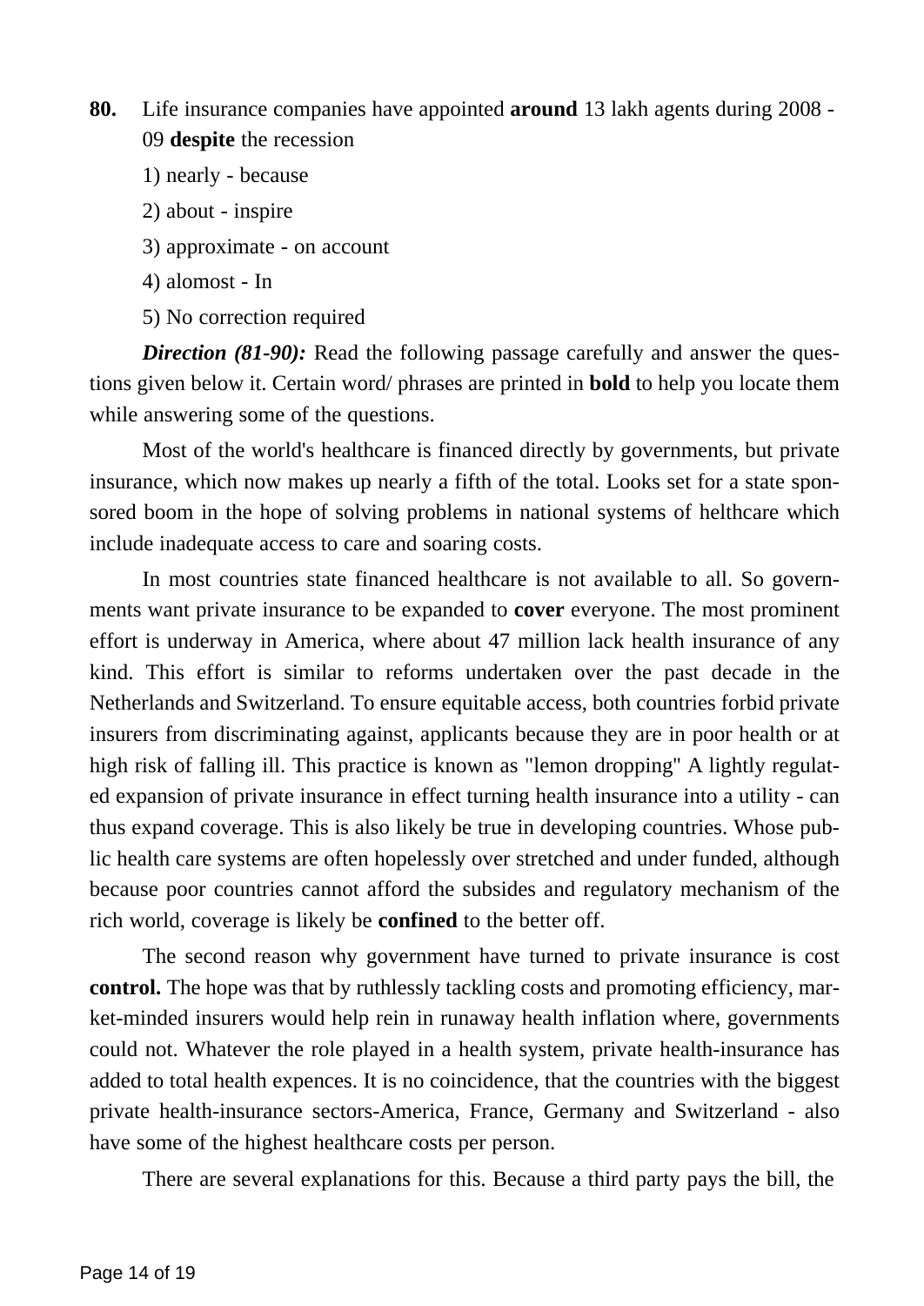**80.** Life insurance companies have appointed **around** 13 lakh agents during 2008 - 09 **despite** the recession

1) nearly - because

2) about - inspire

3) approximate - on account

4) alomost - In

5) No correction required

***Direction (81-90):*** Read the following passage carefully and answer the questions given below it. Certain word/ phrases are printed in **bold** to help you locate them while answering some of the questions.

Most of the world's healthcare is financed directly by governments, but private insurance, which now makes up nearly a fifth of the total. Looks set for a state sponsored boom in the hope of solving problems in national systems of helthcare which include inadequate access to care and soaring costs.

In most countries state financed healthcare is not available to all. So governments want private insurance to be expanded to **cover** everyone. The most prominent effort is underway in America, where about 47 million lack health insurance of any kind. This effort is similar to reforms undertaken over the past decade in the Netherlands and Switzerland. To ensure equitable access, both countries forbid private insurers from discriminating against, applicants because they are in poor health or at high risk of falling ill. This practice is known as "lemon dropping" A lightly regulated expansion of private insurance in effect turning health insurance into a utility - can thus expand coverage. This is also likely be true in developing countries. Whose public health care systems are often hopelessly over stretched and under funded, although because poor countries cannot afford the subsides and regulatory mechanism of the rich world, coverage is likely be **confined** to the better off.

The second reason why government have turned to private insurance is cost **control.** The hope was that by ruthlessly tackling costs and promoting efficiency, market-minded insurers would help rein in runaway health inflation where, governments could not. Whatever the role played in a health system, private health-insurance has added to total health expences. It is no coincidence, that the countries with the biggest private health-insurance sectors-America, France, Germany and Switzerland - also have some of the highest healthcare costs per person.

There are several explanations for this. Because a third party pays the bill, the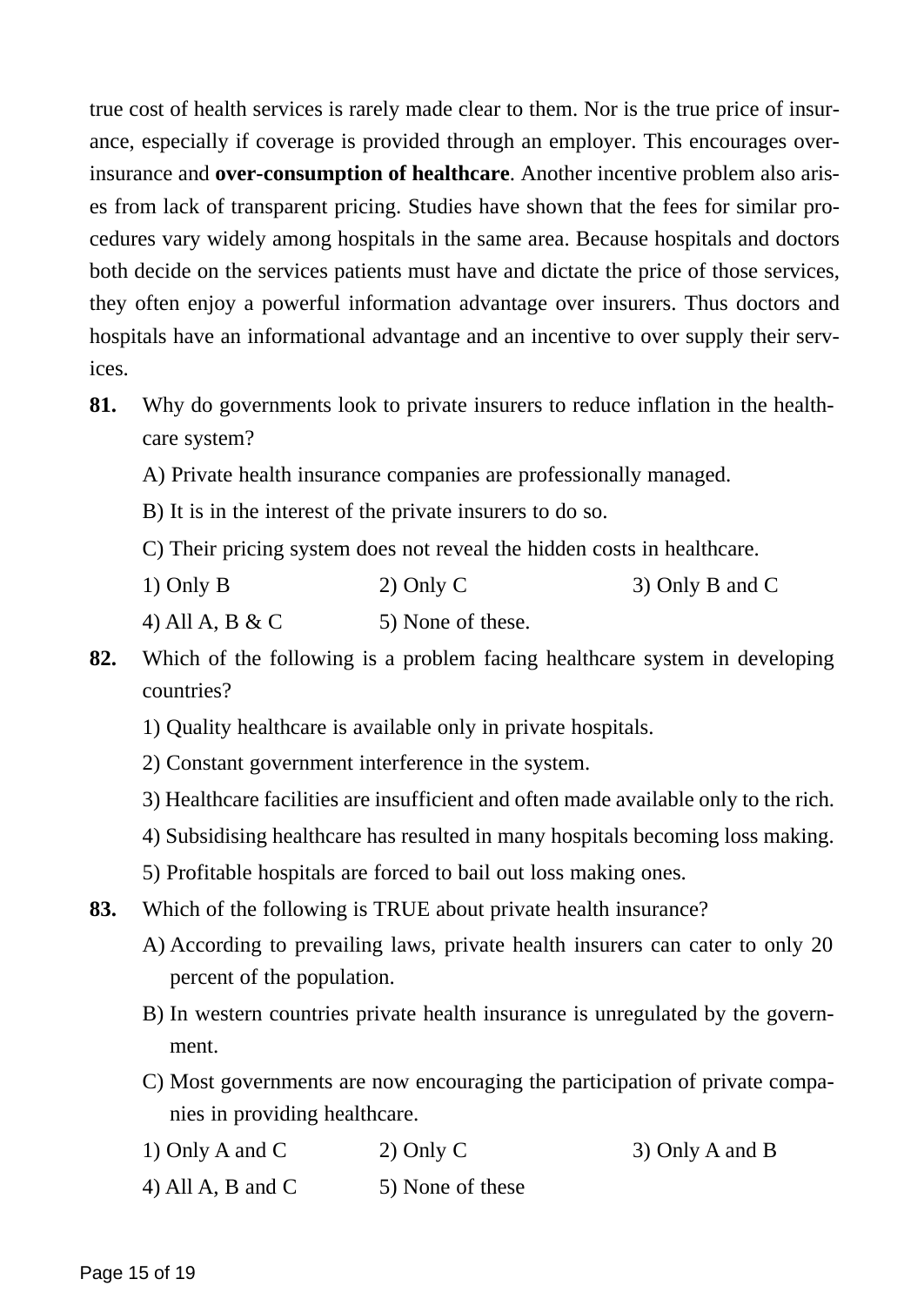true cost of health services is rarely made clear to them. Nor is the true price of insurance, especially if coverage is provided through an employer. This encourages over-insurance and **over-consumption of healthcare**. Another incentive problem also arises from lack of transparent pricing. Studies have shown that the fees for similar procedures vary widely among hospitals in the same area. Because hospitals and doctors both decide on the services patients must have and dictate the price of those services, they often enjoy a powerful information advantage over insurers. Thus doctors and hospitals have an informational advantage and an incentive to over supply their services.

**81.** Why do governments look to private insurers to reduce inflation in the healthcare system?

A) Private health insurance companies are professionally managed.

B) It is in the interest of the private insurers to do so.

C) Their pricing system does not reveal the hidden costs in healthcare.

1) Only B　　2) Only C　　3) Only B and C

4) All A, B & C　　5) None of these.

**82.** Which of the following is a problem facing healthcare system in developing countries?

1) Quality healthcare is available only in private hospitals.

2) Constant government interference in the system.

3) Healthcare facilities are insufficient and often made available only to the rich.

4) Subsidising healthcare has resulted in many hospitals becoming loss making.

5) Profitable hospitals are forced to bail out loss making ones.

**83.** Which of the following is TRUE about private health insurance?

A) According to prevailing laws, private health insurers can cater to only 20 percent of the population.

B) In western countries private health insurance is unregulated by the government.

C) Most governments are now encouraging the participation of private companies in providing healthcare.

1) Only A and C　　2) Only C　　3) Only A and B

4) All A, B and C　　5) None of these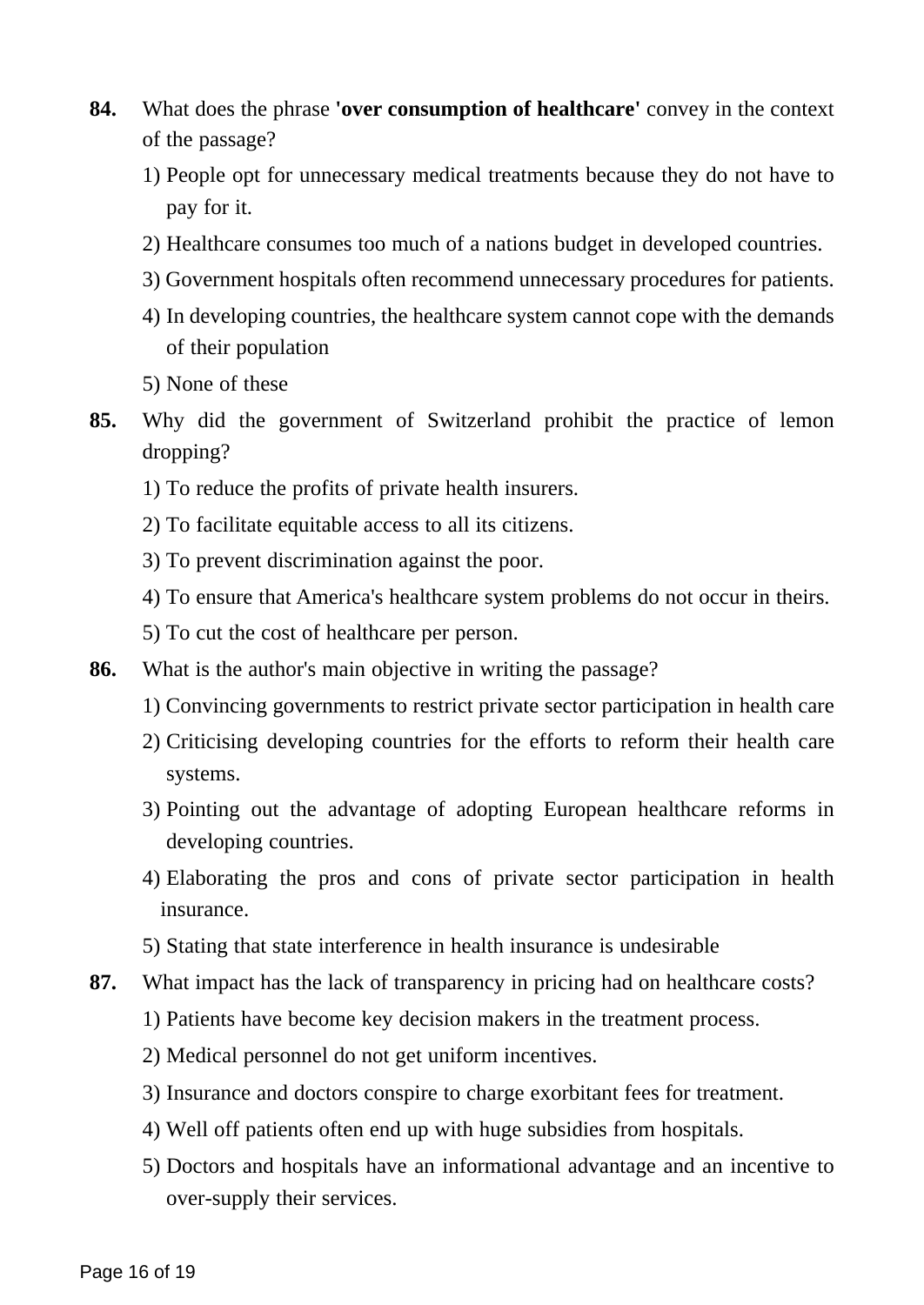**84.** What does the phrase **'over consumption of healthcare'** convey in the context of the passage?

1) People opt for unnecessary medical treatments because they do not have to pay for it.
2) Healthcare consumes too much of a nations budget in developed countries.
3) Government hospitals often recommend unnecessary procedures for patients.
4) In developing countries, the healthcare system cannot cope with the demands of their population
5) None of these

**85.** Why did the government of Switzerland prohibit the practice of lemon dropping?

1) To reduce the profits of private health insurers.
2) To facilitate equitable access to all its citizens.
3) To prevent discrimination against the poor.
4) To ensure that America's healthcare system problems do not occur in theirs.
5) To cut the cost of healthcare per person.

**86.** What is the author's main objective in writing the passage?

1) Convincing governments to restrict private sector participation in health care
2) Criticising developing countries for the efforts to reform their health care systems.
3) Pointing out the advantage of adopting European healthcare reforms in developing countries.
4) Elaborating the pros and cons of private sector participation in health insurance.
5) Stating that state interference in health insurance is undesirable

**87.** What impact has the lack of transparency in pricing had on healthcare costs?

1) Patients have become key decision makers in the treatment process.
2) Medical personnel do not get uniform incentives.
3) Insurance and doctors conspire to charge exorbitant fees for treatment.
4) Well off patients often end up with huge subsidies from hospitals.
5) Doctors and hospitals have an informational advantage and an incentive to over-supply their services.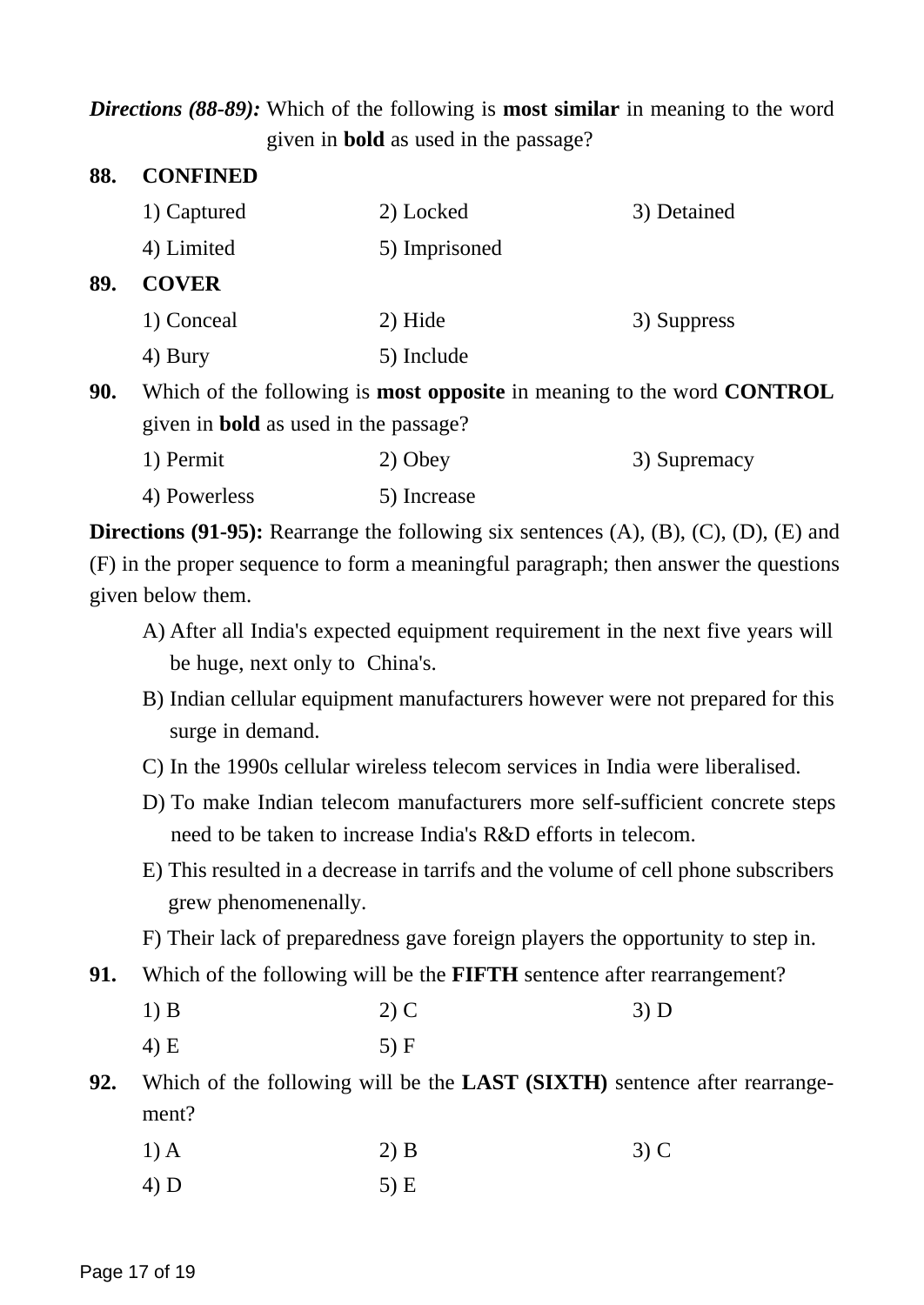***Directions (88-89):*** Which of the following is **most similar** in meaning to the word given in **bold** as used in the passage?

**88. CONFINED**

1) Captured 2) Locked 3) Detained
4) Limited 5) Imprisoned

**89. COVER**

1) Conceal 2) Hide 3) Suppress
4) Bury 5) Include

**90.** Which of the following is **most opposite** in meaning to the word **CONTROL** given in **bold** as used in the passage?

1) Permit 2) Obey 3) Supremacy
4) Powerless 5) Increase

**Directions (91-95):** Rearrange the following six sentences (A), (B), (C), (D), (E) and (F) in the proper sequence to form a meaningful paragraph; then answer the questions given below them.

A) After all India's expected equipment requirement in the next five years will be huge, next only to China's.

B) Indian cellular equipment manufacturers however were not prepared for this surge in demand.

C) In the 1990s cellular wireless telecom services in India were liberalised.

D) To make Indian telecom manufacturers more self-sufficient concrete steps need to be taken to increase India's R&D efforts in telecom.

E) This resulted in a decrease in tarrifs and the volume of cell phone subscribers grew phenomenenally.

F) Their lack of preparedness gave foreign players the opportunity to step in.

**91.** Which of the following will be the **FIFTH** sentence after rearrangement?

1) B 2) C 3) D
4) E 5) F

**92.** Which of the following will be the **LAST (SIXTH)** sentence after rearrangement?

1) A 2) B 3) C
4) D 5) E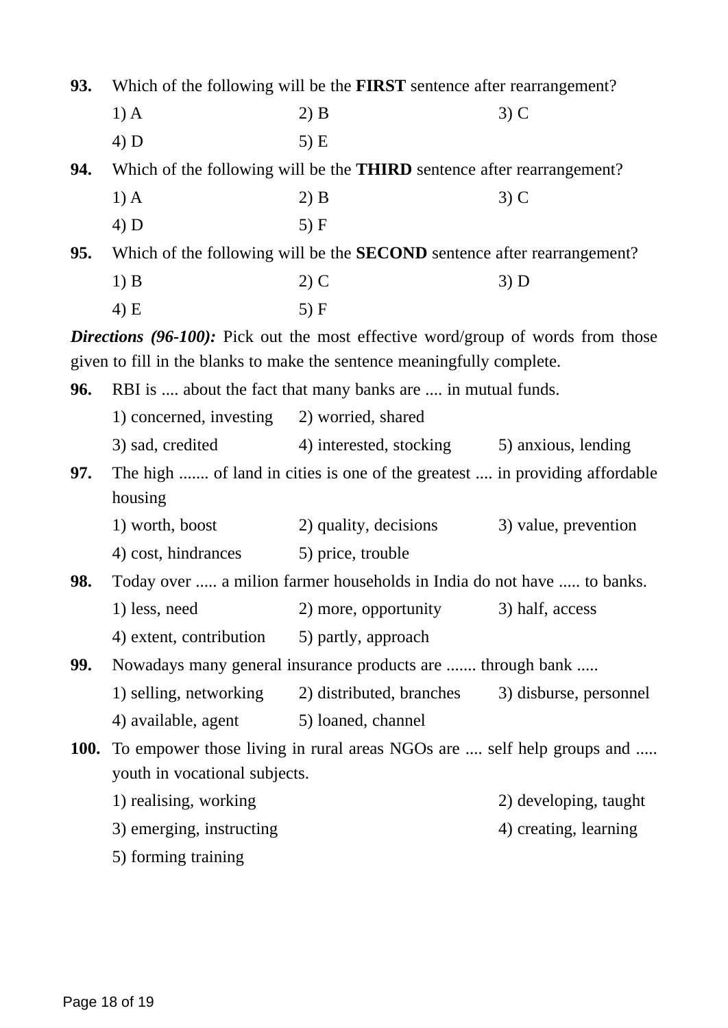**93.** Which of the following will be the **FIRST** sentence after rearrangement?

1) A  2) B  3) C
4) D  5) E

**94.** Which of the following will be the **THIRD** sentence after rearrangement?

1) A  2) B  3) C
4) D  5) F

**95.** Which of the following will be the **SECOND** sentence after rearrangement?

1) B  2) C  3) D
4) E  5) F

***Directions (96-100):*** Pick out the most effective word/group of words from those given to fill in the blanks to make the sentence meaningfully complete.

**96.** RBI is .... about the fact that many banks are .... in mutual funds.

1) concerned, investing  2) worried, shared
3) sad, credited  4) interested, stocking  5) anxious, lending

**97.** The high ....... of land in cities is one of the greatest .... in providing affordable housing

1) worth, boost  2) quality, decisions  3) value, prevention
4) cost, hindrances  5) price, trouble

**98.** Today over ..... a milion farmer households in India do not have ..... to banks.

1) less, need  2) more, opportunity  3) half, access
4) extent, contribution  5) partly, approach

**99.** Nowadays many general insurance products are ....... through bank .....

1) selling, networking  2) distributed, branches  3) disburse, personnel
4) available, agent  5) loaned, channel

**100.** To empower those living in rural areas NGOs are .... self help groups and ..... youth in vocational subjects.

1) realising, working  2) developing, taught
3) emerging, instructing  4) creating, learning
5) forming training